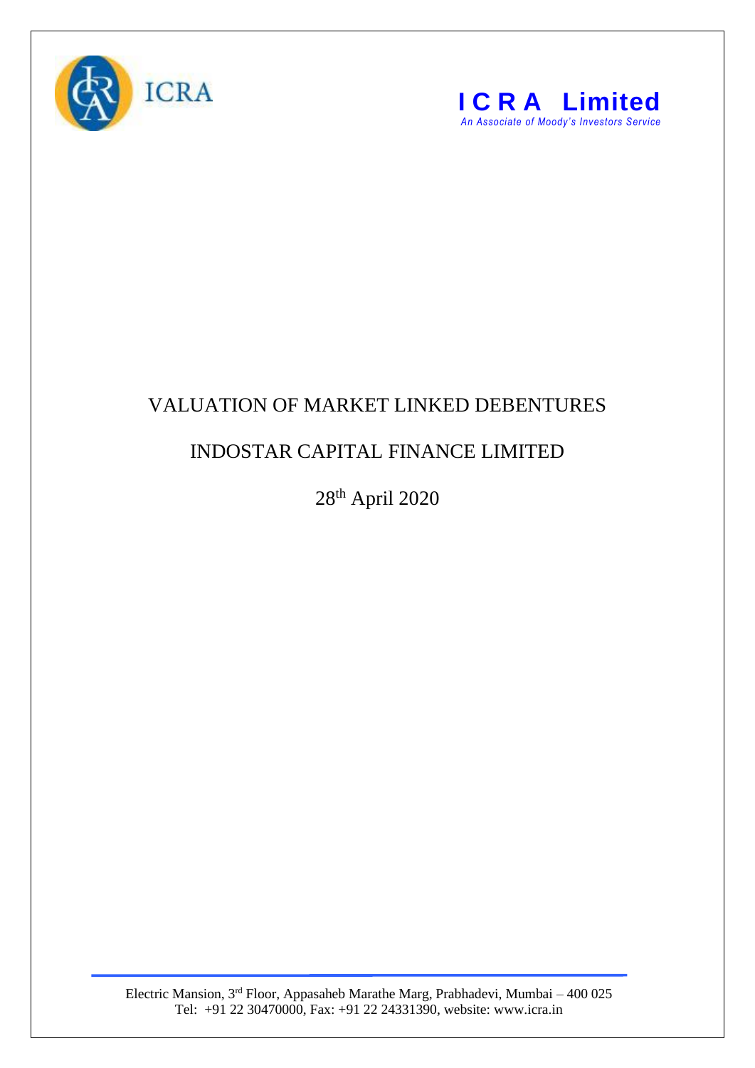ICRA

**ICRA Limited**
*An Associate of Moody's Investors Service*

# VALUATION OF MARKET LINKED DEBENTURES

# INDOSTAR CAPITAL FINANCE LIMITED

28th April 2020

Electric Mansion, 3rd Floor, Appasaheb Marathe Marg, Prabhadevi, Mumbai – 400 025
Tel: +91 22 30470000, Fax: +91 22 24331390, website: www.icra.in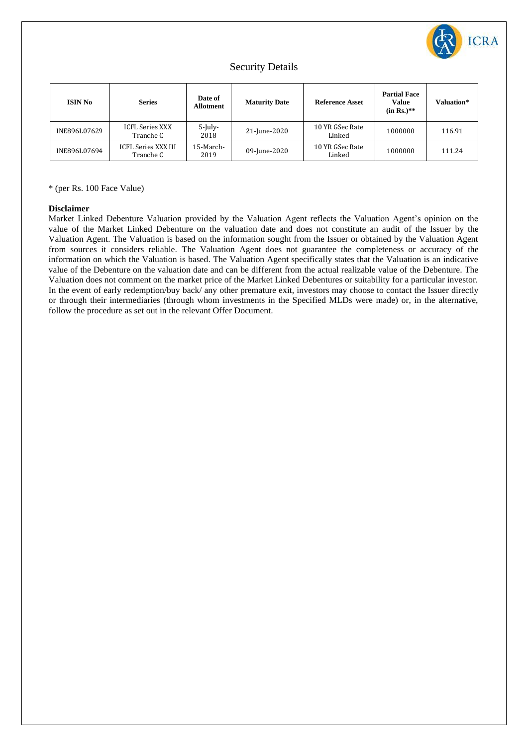## Security Details

| ISIN No | Series | Date of Allotment | Maturity Date | Reference Asset | Partial Face Value (in Rs.)** | Valuation* |
|---|---|---|---|---|---|---|
| INE896L07629 | ICFL Series XXX Tranche C | 5-July-2018 | 21-June-2020 | 10 YR GSec Rate Linked | 1000000 | 116.91 |
| INE896L07694 | ICFL Series XXX III Tranche C | 15-March-2019 | 09-June-2020 | 10 YR GSec Rate Linked | 1000000 | 111.24 |

* (per Rs. 100 Face Value)

**Disclaimer**

Market Linked Debenture Valuation provided by the Valuation Agent reflects the Valuation Agent's opinion on the value of the Market Linked Debenture on the valuation date and does not constitute an audit of the Issuer by the Valuation Agent. The Valuation is based on the information sought from the Issuer or obtained by the Valuation Agent from sources it considers reliable. The Valuation Agent does not guarantee the completeness or accuracy of the information on which the Valuation is based. The Valuation Agent specifically states that the Valuation is an indicative value of the Debenture on the valuation date and can be different from the actual realizable value of the Debenture. The Valuation does not comment on the market price of the Market Linked Debentures or suitability for a particular investor. In the event of early redemption/buy back/ any other premature exit, investors may choose to contact the Issuer directly or through their intermediaries (through whom investments in the Specified MLDs were made) or, in the alternative, follow the procedure as set out in the relevant Offer Document.